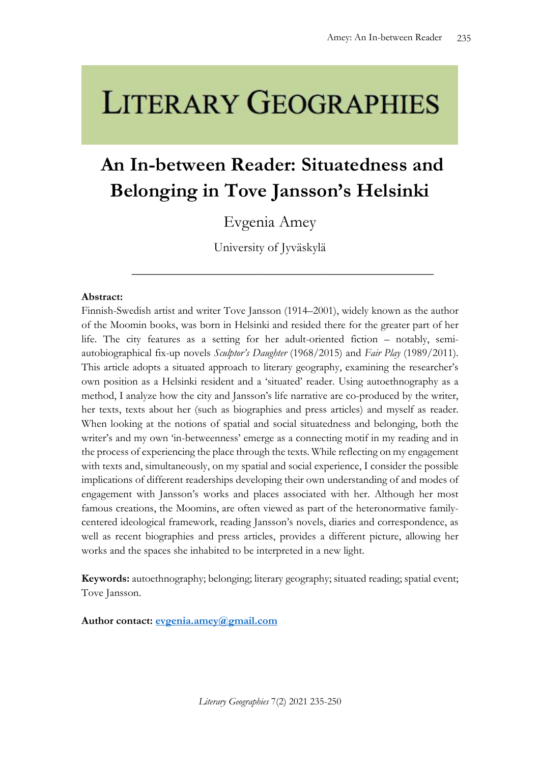# LITERARY GEOGRAPHIES

# An In-between Reader: Situatedness and Belonging in Tove Jansson's Helsinki

Evgenia Amey

University of Jyväskylä

---

**Abstract:**

Finnish-Swedish artist and writer Tove Jansson (1914–2001), widely known as the author of the Moomin books, was born in Helsinki and resided there for the greater part of her life. The city features as a setting for her adult-oriented fiction – notably, semi-autobiographical fix-up novels *Sculptor's Daughter* (1968/2015) and *Fair Play* (1989/2011). This article adopts a situated approach to literary geography, examining the researcher's own position as a Helsinki resident and a 'situated' reader. Using autoethnography as a method, I analyze how the city and Jansson's life narrative are co-produced by the writer, her texts, texts about her (such as biographies and press articles) and myself as reader. When looking at the notions of spatial and social situatedness and belonging, both the writer's and my own 'in-betweenness' emerge as a connecting motif in my reading and in the process of experiencing the place through the texts. While reflecting on my engagement with texts and, simultaneously, on my spatial and social experience, I consider the possible implications of different readerships developing their own understanding of and modes of engagement with Jansson's works and places associated with her. Although her most famous creations, the Moomins, are often viewed as part of the heteronormative family-centered ideological framework, reading Jansson's novels, diaries and correspondence, as well as recent biographies and press articles, provides a different picture, allowing her works and the spaces she inhabited to be interpreted in a new light.

**Keywords:** autoethnography; belonging; literary geography; situated reading; spatial event; Tove Jansson.

**Author contact:** evgenia.amey@gmail.com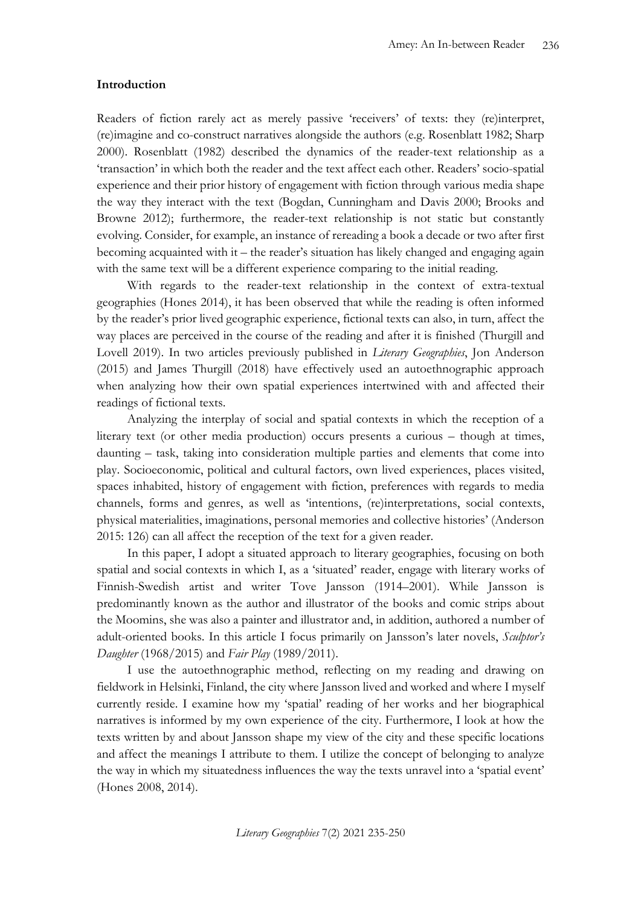**Introduction**

Readers of fiction rarely act as merely passive 'receivers' of texts: they (re)interpret, (re)imagine and co-construct narratives alongside the authors (e.g. Rosenblatt 1982; Sharp 2000). Rosenblatt (1982) described the dynamics of the reader-text relationship as a 'transaction' in which both the reader and the text affect each other. Readers' socio-spatial experience and their prior history of engagement with fiction through various media shape the way they interact with the text (Bogdan, Cunningham and Davis 2000; Brooks and Browne 2012); furthermore, the reader-text relationship is not static but constantly evolving. Consider, for example, an instance of rereading a book a decade or two after first becoming acquainted with it – the reader's situation has likely changed and engaging again with the same text will be a different experience comparing to the initial reading.

With regards to the reader-text relationship in the context of extra-textual geographies (Hones 2014), it has been observed that while the reading is often informed by the reader's prior lived geographic experience, fictional texts can also, in turn, affect the way places are perceived in the course of the reading and after it is finished (Thurgill and Lovell 2019). In two articles previously published in *Literary Geographies*, Jon Anderson (2015) and James Thurgill (2018) have effectively used an autoethnographic approach when analyzing how their own spatial experiences intertwined with and affected their readings of fictional texts.

Analyzing the interplay of social and spatial contexts in which the reception of a literary text (or other media production) occurs presents a curious – though at times, daunting – task, taking into consideration multiple parties and elements that come into play. Socioeconomic, political and cultural factors, own lived experiences, places visited, spaces inhabited, history of engagement with fiction, preferences with regards to media channels, forms and genres, as well as 'intentions, (re)interpretations, social contexts, physical materialities, imaginations, personal memories and collective histories' (Anderson 2015: 126) can all affect the reception of the text for a given reader.

In this paper, I adopt a situated approach to literary geographies, focusing on both spatial and social contexts in which I, as a 'situated' reader, engage with literary works of Finnish-Swedish artist and writer Tove Jansson (1914–2001). While Jansson is predominantly known as the author and illustrator of the books and comic strips about the Moomins, she was also a painter and illustrator and, in addition, authored a number of adult-oriented books. In this article I focus primarily on Jansson's later novels, *Sculptor's Daughter* (1968/2015) and *Fair Play* (1989/2011).

I use the autoethnographic method, reflecting on my reading and drawing on fieldwork in Helsinki, Finland, the city where Jansson lived and worked and where I myself currently reside. I examine how my 'spatial' reading of her works and her biographical narratives is informed by my own experience of the city. Furthermore, I look at how the texts written by and about Jansson shape my view of the city and these specific locations and affect the meanings I attribute to them. I utilize the concept of belonging to analyze the way in which my situatedness influences the way the texts unravel into a 'spatial event' (Hones 2008, 2014).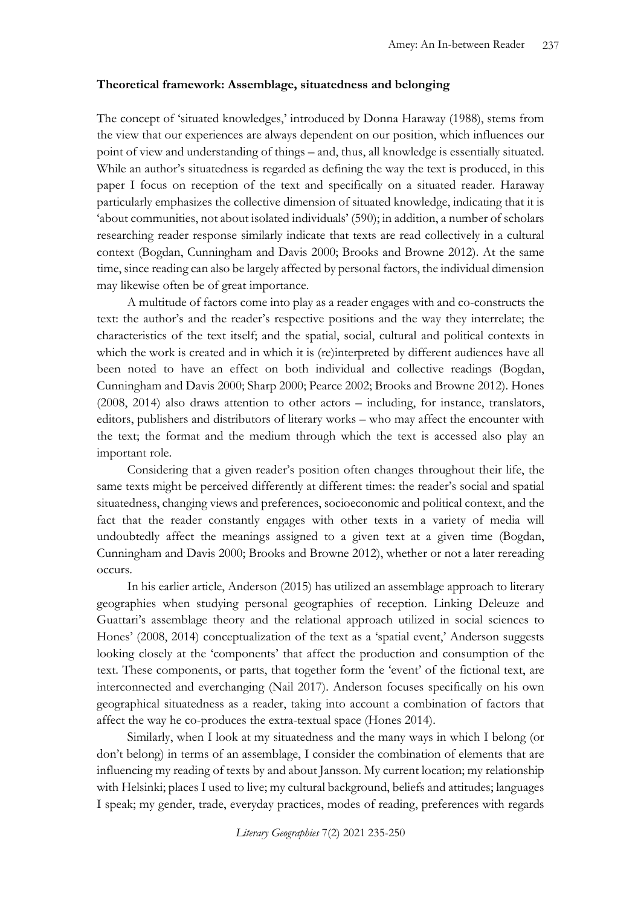**Theoretical framework: Assemblage, situatedness and belonging**

The concept of 'situated knowledges,' introduced by Donna Haraway (1988), stems from the view that our experiences are always dependent on our position, which influences our point of view and understanding of things – and, thus, all knowledge is essentially situated. While an author's situatedness is regarded as defining the way the text is produced, in this paper I focus on reception of the text and specifically on a situated reader. Haraway particularly emphasizes the collective dimension of situated knowledge, indicating that it is 'about communities, not about isolated individuals' (590); in addition, a number of scholars researching reader response similarly indicate that texts are read collectively in a cultural context (Bogdan, Cunningham and Davis 2000; Brooks and Browne 2012). At the same time, since reading can also be largely affected by personal factors, the individual dimension may likewise often be of great importance.

A multitude of factors come into play as a reader engages with and co-constructs the text: the author's and the reader's respective positions and the way they interrelate; the characteristics of the text itself; and the spatial, social, cultural and political contexts in which the work is created and in which it is (re)interpreted by different audiences have all been noted to have an effect on both individual and collective readings (Bogdan, Cunningham and Davis 2000; Sharp 2000; Pearce 2002; Brooks and Browne 2012). Hones (2008, 2014) also draws attention to other actors – including, for instance, translators, editors, publishers and distributors of literary works – who may affect the encounter with the text; the format and the medium through which the text is accessed also play an important role.

Considering that a given reader's position often changes throughout their life, the same texts might be perceived differently at different times: the reader's social and spatial situatedness, changing views and preferences, socioeconomic and political context, and the fact that the reader constantly engages with other texts in a variety of media will undoubtedly affect the meanings assigned to a given text at a given time (Bogdan, Cunningham and Davis 2000; Brooks and Browne 2012), whether or not a later rereading occurs.

In his earlier article, Anderson (2015) has utilized an assemblage approach to literary geographies when studying personal geographies of reception. Linking Deleuze and Guattari's assemblage theory and the relational approach utilized in social sciences to Hones' (2008, 2014) conceptualization of the text as a 'spatial event,' Anderson suggests looking closely at the 'components' that affect the production and consumption of the text. These components, or parts, that together form the 'event' of the fictional text, are interconnected and everchanging (Nail 2017). Anderson focuses specifically on his own geographical situatedness as a reader, taking into account a combination of factors that affect the way he co-produces the extra-textual space (Hones 2014).

Similarly, when I look at my situatedness and the many ways in which I belong (or don't belong) in terms of an assemblage, I consider the combination of elements that are influencing my reading of texts by and about Jansson. My current location; my relationship with Helsinki; places I used to live; my cultural background, beliefs and attitudes; languages I speak; my gender, trade, everyday practices, modes of reading, preferences with regards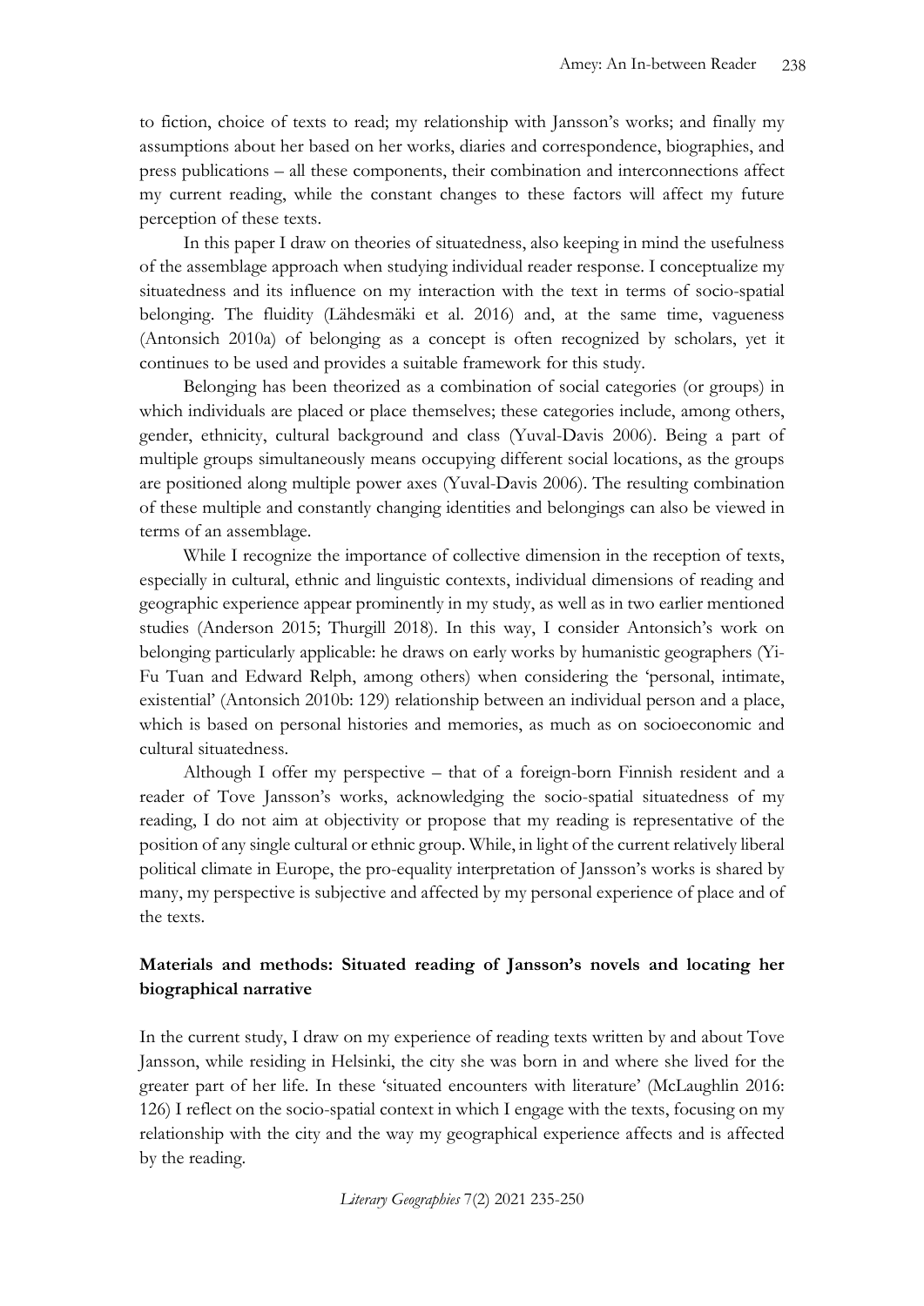to fiction, choice of texts to read; my relationship with Jansson's works; and finally my assumptions about her based on her works, diaries and correspondence, biographies, and press publications – all these components, their combination and interconnections affect my current reading, while the constant changes to these factors will affect my future perception of these texts.

In this paper I draw on theories of situatedness, also keeping in mind the usefulness of the assemblage approach when studying individual reader response. I conceptualize my situatedness and its influence on my interaction with the text in terms of socio-spatial belonging. The fluidity (Lähdesmäki et al. 2016) and, at the same time, vagueness (Antonsich 2010a) of belonging as a concept is often recognized by scholars, yet it continues to be used and provides a suitable framework for this study.

Belonging has been theorized as a combination of social categories (or groups) in which individuals are placed or place themselves; these categories include, among others, gender, ethnicity, cultural background and class (Yuval-Davis 2006). Being a part of multiple groups simultaneously means occupying different social locations, as the groups are positioned along multiple power axes (Yuval-Davis 2006). The resulting combination of these multiple and constantly changing identities and belongings can also be viewed in terms of an assemblage.

While I recognize the importance of collective dimension in the reception of texts, especially in cultural, ethnic and linguistic contexts, individual dimensions of reading and geographic experience appear prominently in my study, as well as in two earlier mentioned studies (Anderson 2015; Thurgill 2018). In this way, I consider Antonsich's work on belonging particularly applicable: he draws on early works by humanistic geographers (Yi-Fu Tuan and Edward Relph, among others) when considering the 'personal, intimate, existential' (Antonsich 2010b: 129) relationship between an individual person and a place, which is based on personal histories and memories, as much as on socioeconomic and cultural situatedness.

Although I offer my perspective – that of a foreign-born Finnish resident and a reader of Tove Jansson's works, acknowledging the socio-spatial situatedness of my reading, I do not aim at objectivity or propose that my reading is representative of the position of any single cultural or ethnic group. While, in light of the current relatively liberal political climate in Europe, the pro-equality interpretation of Jansson's works is shared by many, my perspective is subjective and affected by my personal experience of place and of the texts.

## Materials and methods: Situated reading of Jansson's novels and locating her biographical narrative

In the current study, I draw on my experience of reading texts written by and about Tove Jansson, while residing in Helsinki, the city she was born in and where she lived for the greater part of her life. In these 'situated encounters with literature' (McLaughlin 2016: 126) I reflect on the socio-spatial context in which I engage with the texts, focusing on my relationship with the city and the way my geographical experience affects and is affected by the reading.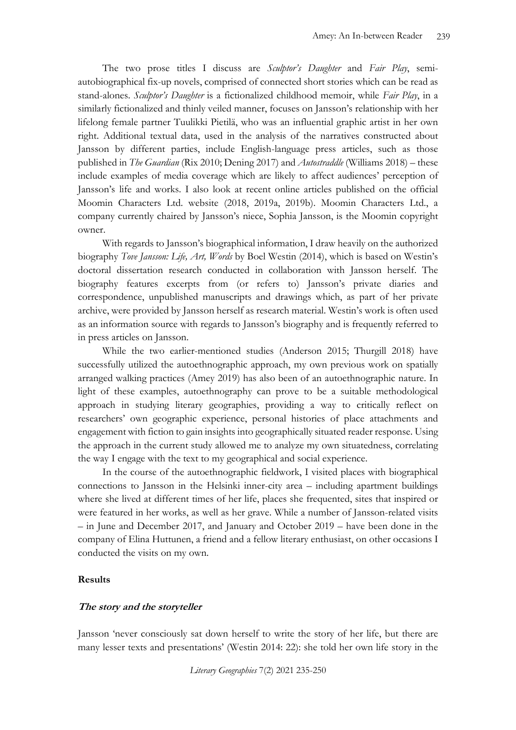The two prose titles I discuss are *Sculptor's Daughter* and *Fair Play*, semi-autobiographical fix-up novels, comprised of connected short stories which can be read as stand-alones. *Sculptor's Daughter* is a fictionalized childhood memoir, while *Fair Play*, in a similarly fictionalized and thinly veiled manner, focuses on Jansson's relationship with her lifelong female partner Tuulikki Pietilä, who was an influential graphic artist in her own right. Additional textual data, used in the analysis of the narratives constructed about Jansson by different parties, include English-language press articles, such as those published in *The Guardian* (Rix 2010; Dening 2017) and *Autostraddle* (Williams 2018) – these include examples of media coverage which are likely to affect audiences' perception of Jansson's life and works. I also look at recent online articles published on the official Moomin Characters Ltd. website (2018, 2019a, 2019b). Moomin Characters Ltd., a company currently chaired by Jansson's niece, Sophia Jansson, is the Moomin copyright owner.

With regards to Jansson's biographical information, I draw heavily on the authorized biography *Tove Jansson: Life, Art, Words* by Boel Westin (2014), which is based on Westin's doctoral dissertation research conducted in collaboration with Jansson herself. The biography features excerpts from (or refers to) Jansson's private diaries and correspondence, unpublished manuscripts and drawings which, as part of her private archive, were provided by Jansson herself as research material. Westin's work is often used as an information source with regards to Jansson's biography and is frequently referred to in press articles on Jansson.

While the two earlier-mentioned studies (Anderson 2015; Thurgill 2018) have successfully utilized the autoethnographic approach, my own previous work on spatially arranged walking practices (Amey 2019) has also been of an autoethnographic nature. In light of these examples, autoethnography can prove to be a suitable methodological approach in studying literary geographies, providing a way to critically reflect on researchers' own geographic experience, personal histories of place attachments and engagement with fiction to gain insights into geographically situated reader response. Using the approach in the current study allowed me to analyze my own situatedness, correlating the way I engage with the text to my geographical and social experience.

In the course of the autoethnographic fieldwork, I visited places with biographical connections to Jansson in the Helsinki inner-city area – including apartment buildings where she lived at different times of her life, places she frequented, sites that inspired or were featured in her works, as well as her grave. While a number of Jansson-related visits – in June and December 2017, and January and October 2019 – have been done in the company of Elina Huttunen, a friend and a fellow literary enthusiast, on other occasions I conducted the visits on my own.

## Results

### *The story and the storyteller*

Jansson 'never consciously sat down herself to write the story of her life, but there are many lesser texts and presentations' (Westin 2014: 22): she told her own life story in the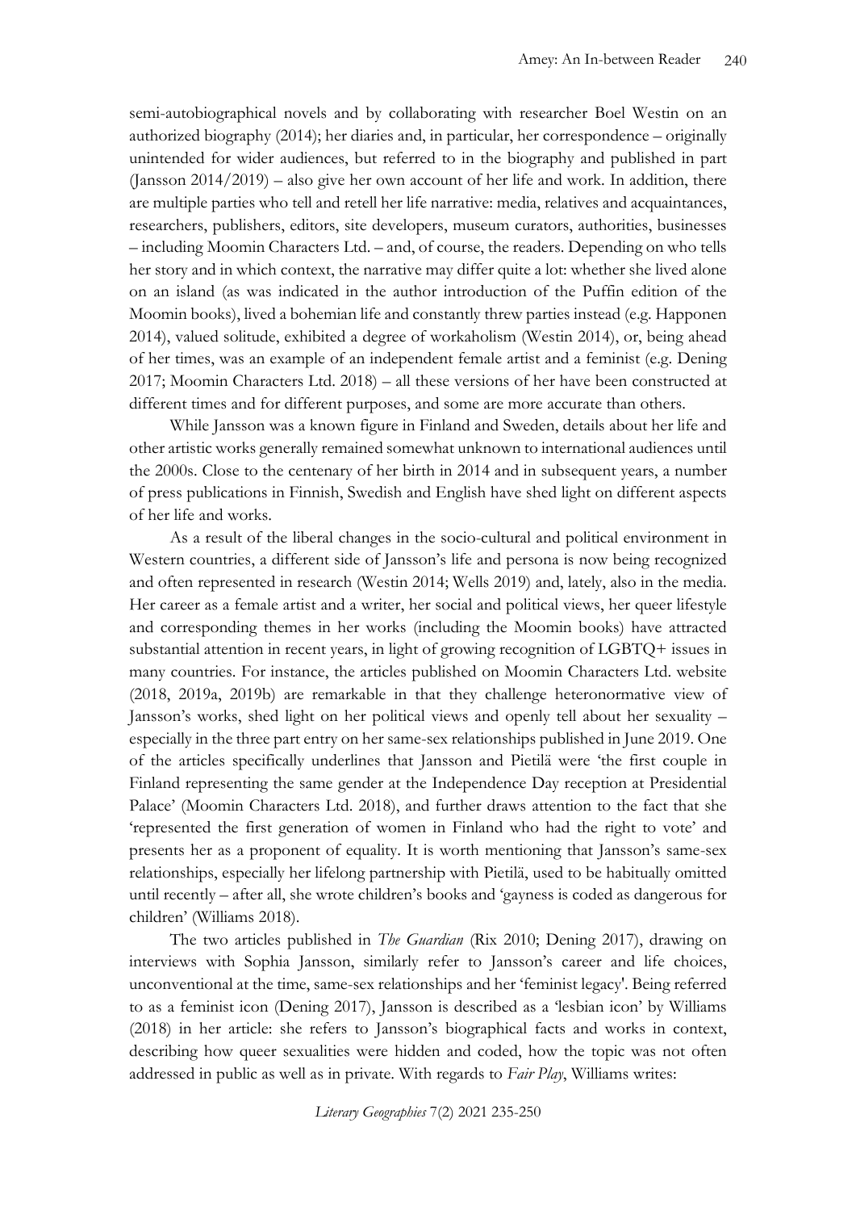semi-autobiographical novels and by collaborating with researcher Boel Westin on an authorized biography (2014); her diaries and, in particular, her correspondence – originally unintended for wider audiences, but referred to in the biography and published in part (Jansson 2014/2019) – also give her own account of her life and work. In addition, there are multiple parties who tell and retell her life narrative: media, relatives and acquaintances, researchers, publishers, editors, site developers, museum curators, authorities, businesses – including Moomin Characters Ltd. – and, of course, the readers. Depending on who tells her story and in which context, the narrative may differ quite a lot: whether she lived alone on an island (as was indicated in the author introduction of the Puffin edition of the Moomin books), lived a bohemian life and constantly threw parties instead (e.g. Happonen 2014), valued solitude, exhibited a degree of workaholism (Westin 2014), or, being ahead of her times, was an example of an independent female artist and a feminist (e.g. Dening 2017; Moomin Characters Ltd. 2018) – all these versions of her have been constructed at different times and for different purposes, and some are more accurate than others.

While Jansson was a known figure in Finland and Sweden, details about her life and other artistic works generally remained somewhat unknown to international audiences until the 2000s. Close to the centenary of her birth in 2014 and in subsequent years, a number of press publications in Finnish, Swedish and English have shed light on different aspects of her life and works.

As a result of the liberal changes in the socio-cultural and political environment in Western countries, a different side of Jansson's life and persona is now being recognized and often represented in research (Westin 2014; Wells 2019) and, lately, also in the media. Her career as a female artist and a writer, her social and political views, her queer lifestyle and corresponding themes in her works (including the Moomin books) have attracted substantial attention in recent years, in light of growing recognition of LGBTQ+ issues in many countries. For instance, the articles published on Moomin Characters Ltd. website (2018, 2019a, 2019b) are remarkable in that they challenge heteronormative view of Jansson's works, shed light on her political views and openly tell about her sexuality – especially in the three part entry on her same-sex relationships published in June 2019. One of the articles specifically underlines that Jansson and Pietilä were 'the first couple in Finland representing the same gender at the Independence Day reception at Presidential Palace' (Moomin Characters Ltd. 2018), and further draws attention to the fact that she 'represented the first generation of women in Finland who had the right to vote' and presents her as a proponent of equality. It is worth mentioning that Jansson's same-sex relationships, especially her lifelong partnership with Pietilä, used to be habitually omitted until recently – after all, she wrote children's books and 'gayness is coded as dangerous for children' (Williams 2018).

The two articles published in *The Guardian* (Rix 2010; Dening 2017), drawing on interviews with Sophia Jansson, similarly refer to Jansson's career and life choices, unconventional at the time, same-sex relationships and her 'feminist legacy'. Being referred to as a feminist icon (Dening 2017), Jansson is described as a 'lesbian icon' by Williams (2018) in her article: she refers to Jansson's biographical facts and works in context, describing how queer sexualities were hidden and coded, how the topic was not often addressed in public as well as in private. With regards to *Fair Play*, Williams writes: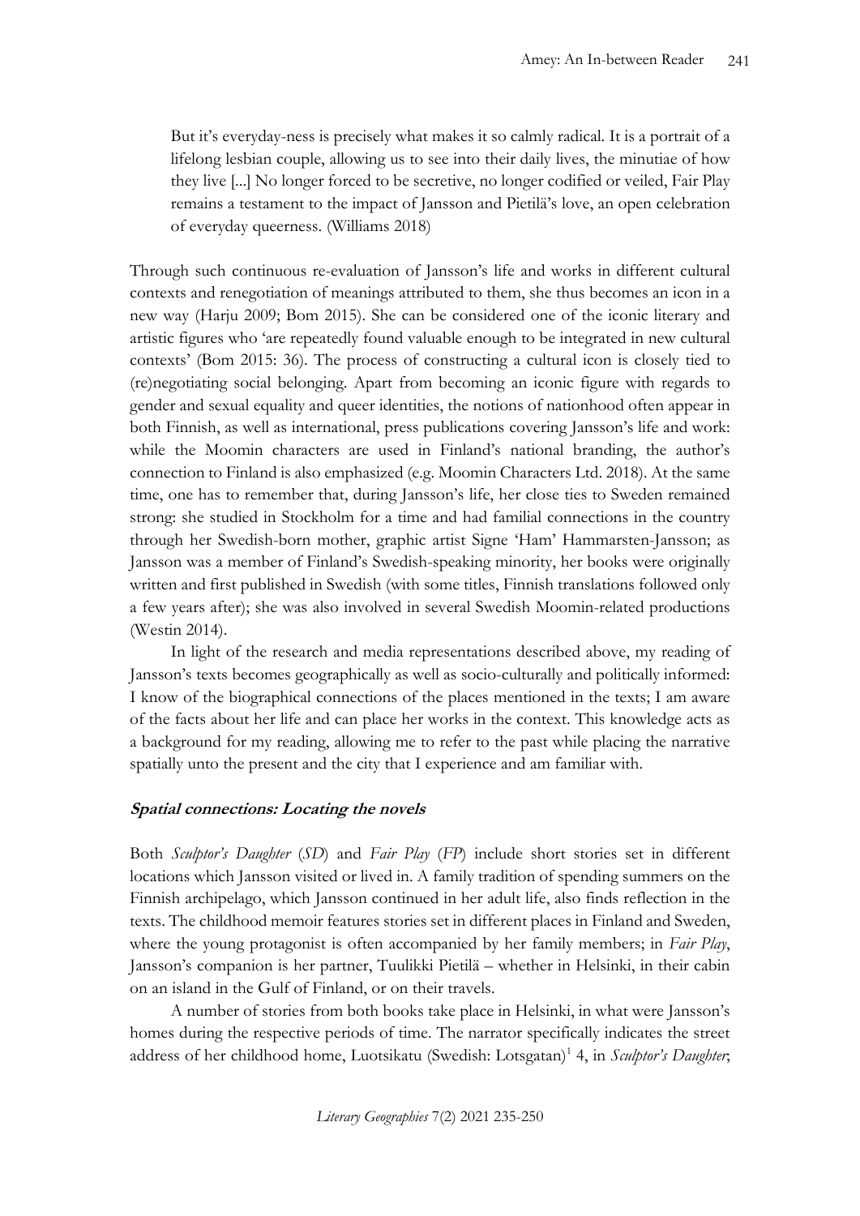> But it's everyday-ness is precisely what makes it so calmly radical. It is a portrait of a lifelong lesbian couple, allowing us to see into their daily lives, the minutiae of how they live [...] No longer forced to be secretive, no longer codified or veiled, Fair Play remains a testament to the impact of Jansson and Pietilä's love, an open celebration of everyday queerness. (Williams 2018)

Through such continuous re-evaluation of Jansson's life and works in different cultural contexts and renegotiation of meanings attributed to them, she thus becomes an icon in a new way (Harju 2009; Bom 2015). She can be considered one of the iconic literary and artistic figures who 'are repeatedly found valuable enough to be integrated in new cultural contexts' (Bom 2015: 36). The process of constructing a cultural icon is closely tied to (re)negotiating social belonging. Apart from becoming an iconic figure with regards to gender and sexual equality and queer identities, the notions of nationhood often appear in both Finnish, as well as international, press publications covering Jansson's life and work: while the Moomin characters are used in Finland's national branding, the author's connection to Finland is also emphasized (e.g. Moomin Characters Ltd. 2018). At the same time, one has to remember that, during Jansson's life, her close ties to Sweden remained strong: she studied in Stockholm for a time and had familial connections in the country through her Swedish-born mother, graphic artist Signe 'Ham' Hammarsten-Jansson; as Jansson was a member of Finland's Swedish-speaking minority, her books were originally written and first published in Swedish (with some titles, Finnish translations followed only a few years after); she was also involved in several Swedish Moomin-related productions (Westin 2014).

In light of the research and media representations described above, my reading of Jansson's texts becomes geographically as well as socio-culturally and politically informed: I know of the biographical connections of the places mentioned in the texts; I am aware of the facts about her life and can place her works in the context. This knowledge acts as a background for my reading, allowing me to refer to the past while placing the narrative spatially unto the present and the city that I experience and am familiar with.

### Spatial connections: Locating the novels

Both *Sculptor's Daughter* (*SD*) and *Fair Play* (*FP*) include short stories set in different locations which Jansson visited or lived in. A family tradition of spending summers on the Finnish archipelago, which Jansson continued in her adult life, also finds reflection in the texts. The childhood memoir features stories set in different places in Finland and Sweden, where the young protagonist is often accompanied by her family members; in *Fair Play*, Jansson's companion is her partner, Tuulikki Pietilä – whether in Helsinki, in their cabin on an island in the Gulf of Finland, or on their travels.

A number of stories from both books take place in Helsinki, in what were Jansson's homes during the respective periods of time. The narrator specifically indicates the street address of her childhood home, Luotsikatu (Swedish: Lotsgatan)[1] 4, in *Sculptor's Daughter*;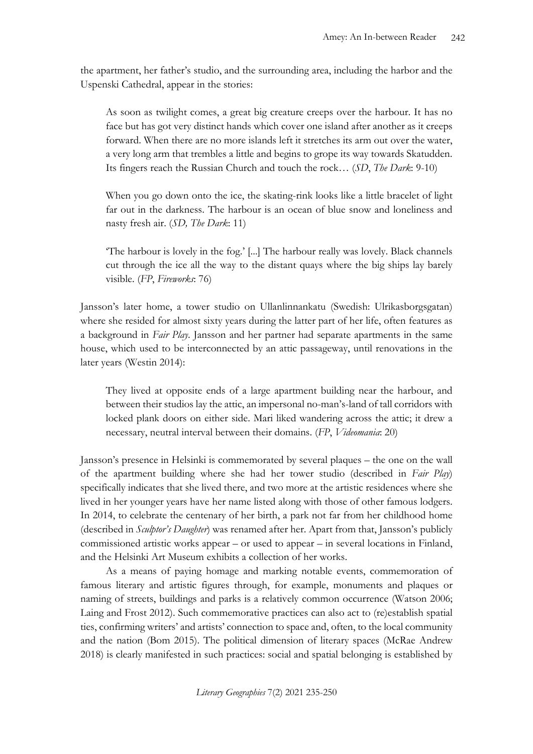the apartment, her father's studio, and the surrounding area, including the harbor and the Uspenski Cathedral, appear in the stories:

> As soon as twilight comes, a great big creature creeps over the harbour. It has no face but has got very distinct hands which cover one island after another as it creeps forward. When there are no more islands left it stretches its arm out over the water, a very long arm that trembles a little and begins to grope its way towards Skatudden. Its fingers reach the Russian Church and touch the rock… (*SD*, *The Dark*: 9-10)

> When you go down onto the ice, the skating-rink looks like a little bracelet of light far out in the darkness. The harbour is an ocean of blue snow and loneliness and nasty fresh air. (*SD, The Dark*: 11)

> 'The harbour is lovely in the fog.' [...] The harbour really was lovely. Black channels cut through the ice all the way to the distant quays where the big ships lay barely visible. (*FP*, *Fireworks*: 76)

Jansson's later home, a tower studio on Ullanlinnankatu (Swedish: Ulrikasborgsgatan) where she resided for almost sixty years during the latter part of her life, often features as a background in *Fair Play*. Jansson and her partner had separate apartments in the same house, which used to be interconnected by an attic passageway, until renovations in the later years (Westin 2014):

> They lived at opposite ends of a large apartment building near the harbour, and between their studios lay the attic, an impersonal no-man's-land of tall corridors with locked plank doors on either side. Mari liked wandering across the attic; it drew a necessary, neutral interval between their domains. (*FP*, *Videomania*: 20)

Jansson's presence in Helsinki is commemorated by several plaques – the one on the wall of the apartment building where she had her tower studio (described in *Fair Play*) specifically indicates that she lived there, and two more at the artistic residences where she lived in her younger years have her name listed along with those of other famous lodgers. In 2014, to celebrate the centenary of her birth, a park not far from her childhood home (described in *Sculptor's Daughter*) was renamed after her. Apart from that, Jansson's publicly commissioned artistic works appear – or used to appear – in several locations in Finland, and the Helsinki Art Museum exhibits a collection of her works.

As a means of paying homage and marking notable events, commemoration of famous literary and artistic figures through, for example, monuments and plaques or naming of streets, buildings and parks is a relatively common occurrence (Watson 2006; Laing and Frost 2012). Such commemorative practices can also act to (re)establish spatial ties, confirming writers' and artists' connection to space and, often, to the local community and the nation (Bom 2015). The political dimension of literary spaces (McRae Andrew 2018) is clearly manifested in such practices: social and spatial belonging is established by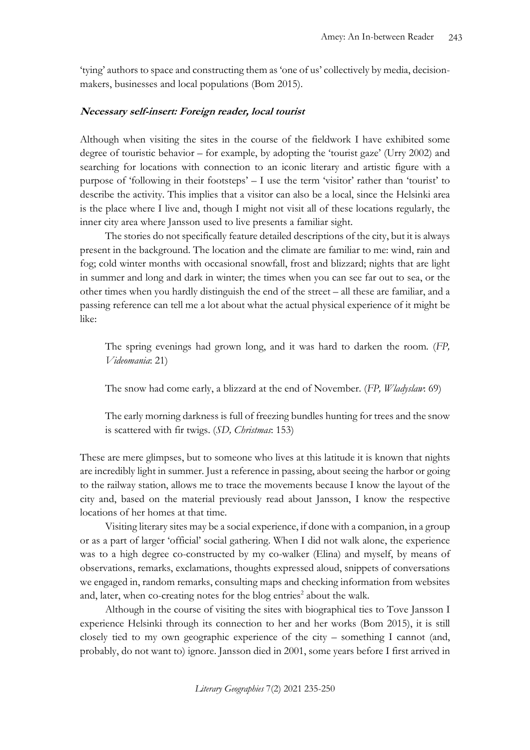'tying' authors to space and constructing them as 'one of us' collectively by media, decision-makers, businesses and local populations (Bom 2015).

### ***Necessary self-insert: Foreign reader, local tourist***

Although when visiting the sites in the course of the fieldwork I have exhibited some degree of touristic behavior – for example, by adopting the 'tourist gaze' (Urry 2002) and searching for locations with connection to an iconic literary and artistic figure with a purpose of 'following in their footsteps' – I use the term 'visitor' rather than 'tourist' to describe the activity. This implies that a visitor can also be a local, since the Helsinki area is the place where I live and, though I might not visit all of these locations regularly, the inner city area where Jansson used to live presents a familiar sight.

The stories do not specifically feature detailed descriptions of the city, but it is always present in the background. The location and the climate are familiar to me: wind, rain and fog; cold winter months with occasional snowfall, frost and blizzard; nights that are light in summer and long and dark in winter; the times when you can see far out to sea, or the other times when you hardly distinguish the end of the street – all these are familiar, and a passing reference can tell me a lot about what the actual physical experience of it might be like:

> The spring evenings had grown long, and it was hard to darken the room. (*FP, Videomania*: 21)

> The snow had come early, a blizzard at the end of November. (*FP, Wladyslaw*: 69)

> The early morning darkness is full of freezing bundles hunting for trees and the snow is scattered with fir twigs. (*SD, Christmas*: 153)

These are mere glimpses, but to someone who lives at this latitude it is known that nights are incredibly light in summer. Just a reference in passing, about seeing the harbor or going to the railway station, allows me to trace the movements because I know the layout of the city and, based on the material previously read about Jansson, I know the respective locations of her homes at that time.

Visiting literary sites may be a social experience, if done with a companion, in a group or as a part of larger 'official' social gathering. When I did not walk alone, the experience was to a high degree co-constructed by my co-walker (Elina) and myself, by means of observations, remarks, exclamations, thoughts expressed aloud, snippets of conversations we engaged in, random remarks, consulting maps and checking information from websites and, later, when co-creating notes for the blog entries[2] about the walk.

Although in the course of visiting the sites with biographical ties to Tove Jansson I experience Helsinki through its connection to her and her works (Bom 2015), it is still closely tied to my own geographic experience of the city – something I cannot (and, probably, do not want to) ignore. Jansson died in 2001, some years before I first arrived in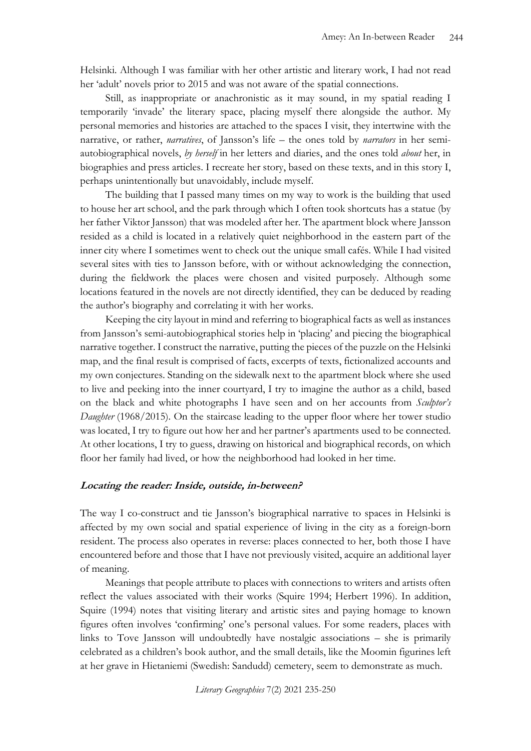Helsinki. Although I was familiar with her other artistic and literary work, I had not read her 'adult' novels prior to 2015 and was not aware of the spatial connections.

Still, as inappropriate or anachronistic as it may sound, in my spatial reading I temporarily 'invade' the literary space, placing myself there alongside the author. My personal memories and histories are attached to the spaces I visit, they intertwine with the narrative, or rather, *narratives*, of Jansson's life – the ones told by *narrators* in her semi-autobiographical novels, *by herself* in her letters and diaries, and the ones told *about* her, in biographies and press articles. I recreate her story, based on these texts, and in this story I, perhaps unintentionally but unavoidably, include myself.

The building that I passed many times on my way to work is the building that used to house her art school, and the park through which I often took shortcuts has a statue (by her father Viktor Jansson) that was modeled after her. The apartment block where Jansson resided as a child is located in a relatively quiet neighborhood in the eastern part of the inner city where I sometimes went to check out the unique small cafés. While I had visited several sites with ties to Jansson before, with or without acknowledging the connection, during the fieldwork the places were chosen and visited purposely. Although some locations featured in the novels are not directly identified, they can be deduced by reading the author's biography and correlating it with her works.

Keeping the city layout in mind and referring to biographical facts as well as instances from Jansson's semi-autobiographical stories help in 'placing' and piecing the biographical narrative together. I construct the narrative, putting the pieces of the puzzle on the Helsinki map, and the final result is comprised of facts, excerpts of texts, fictionalized accounts and my own conjectures. Standing on the sidewalk next to the apartment block where she used to live and peeking into the inner courtyard, I try to imagine the author as a child, based on the black and white photographs I have seen and on her accounts from *Sculptor's Daughter* (1968/2015). On the staircase leading to the upper floor where her tower studio was located, I try to figure out how her and her partner's apartments used to be connected. At other locations, I try to guess, drawing on historical and biographical records, on which floor her family had lived, or how the neighborhood had looked in her time.

### ***Locating the reader: Inside, outside, in-between?***

The way I co-construct and tie Jansson's biographical narrative to spaces in Helsinki is affected by my own social and spatial experience of living in the city as a foreign-born resident. The process also operates in reverse: places connected to her, both those I have encountered before and those that I have not previously visited, acquire an additional layer of meaning.

Meanings that people attribute to places with connections to writers and artists often reflect the values associated with their works (Squire 1994; Herbert 1996). In addition, Squire (1994) notes that visiting literary and artistic sites and paying homage to known figures often involves 'confirming' one's personal values. For some readers, places with links to Tove Jansson will undoubtedly have nostalgic associations – she is primarily celebrated as a children's book author, and the small details, like the Moomin figurines left at her grave in Hietaniemi (Swedish: Sandudd) cemetery, seem to demonstrate as much.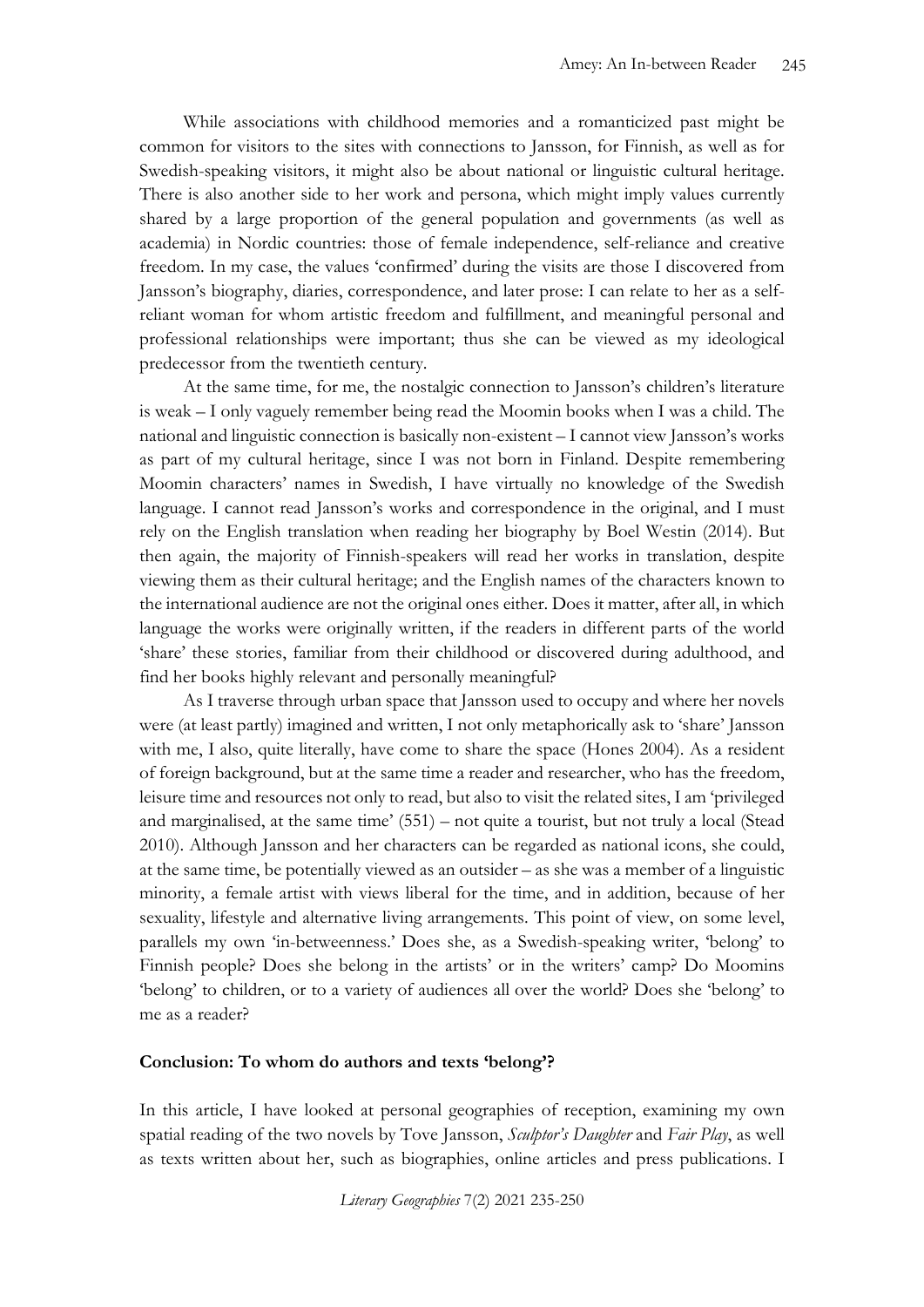While associations with childhood memories and a romanticized past might be common for visitors to the sites with connections to Jansson, for Finnish, as well as for Swedish-speaking visitors, it might also be about national or linguistic cultural heritage. There is also another side to her work and persona, which might imply values currently shared by a large proportion of the general population and governments (as well as academia) in Nordic countries: those of female independence, self-reliance and creative freedom. In my case, the values 'confirmed' during the visits are those I discovered from Jansson's biography, diaries, correspondence, and later prose: I can relate to her as a self-reliant woman for whom artistic freedom and fulfillment, and meaningful personal and professional relationships were important; thus she can be viewed as my ideological predecessor from the twentieth century.

At the same time, for me, the nostalgic connection to Jansson's children's literature is weak – I only vaguely remember being read the Moomin books when I was a child. The national and linguistic connection is basically non-existent – I cannot view Jansson's works as part of my cultural heritage, since I was not born in Finland. Despite remembering Moomin characters' names in Swedish, I have virtually no knowledge of the Swedish language. I cannot read Jansson's works and correspondence in the original, and I must rely on the English translation when reading her biography by Boel Westin (2014). But then again, the majority of Finnish-speakers will read her works in translation, despite viewing them as their cultural heritage; and the English names of the characters known to the international audience are not the original ones either. Does it matter, after all, in which language the works were originally written, if the readers in different parts of the world 'share' these stories, familiar from their childhood or discovered during adulthood, and find her books highly relevant and personally meaningful?

As I traverse through urban space that Jansson used to occupy and where her novels were (at least partly) imagined and written, I not only metaphorically ask to 'share' Jansson with me, I also, quite literally, have come to share the space (Hones 2004). As a resident of foreign background, but at the same time a reader and researcher, who has the freedom, leisure time and resources not only to read, but also to visit the related sites, I am 'privileged and marginalised, at the same time' (551) – not quite a tourist, but not truly a local (Stead 2010). Although Jansson and her characters can be regarded as national icons, she could, at the same time, be potentially viewed as an outsider – as she was a member of a linguistic minority, a female artist with views liberal for the time, and in addition, because of her sexuality, lifestyle and alternative living arrangements. This point of view, on some level, parallels my own 'in-betweenness.' Does she, as a Swedish-speaking writer, 'belong' to Finnish people? Does she belong in the artists' or in the writers' camp? Do Moomins 'belong' to children, or to a variety of audiences all over the world? Does she 'belong' to me as a reader?

## Conclusion: To whom do authors and texts 'belong'?

In this article, I have looked at personal geographies of reception, examining my own spatial reading of the two novels by Tove Jansson, *Sculptor's Daughter* and *Fair Play*, as well as texts written about her, such as biographies, online articles and press publications. I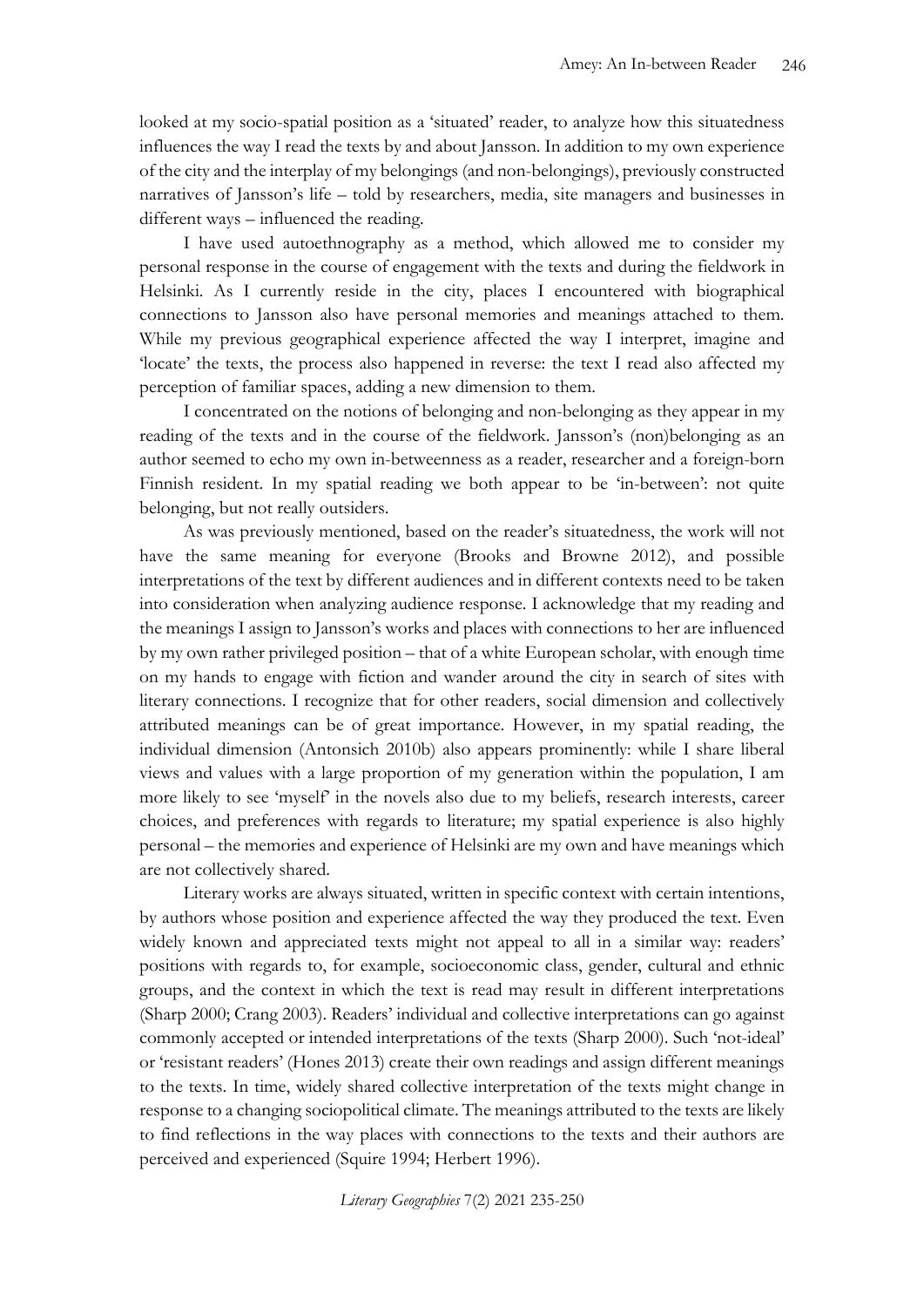looked at my socio-spatial position as a 'situated' reader, to analyze how this situatedness influences the way I read the texts by and about Jansson. In addition to my own experience of the city and the interplay of my belongings (and non-belongings), previously constructed narratives of Jansson's life – told by researchers, media, site managers and businesses in different ways – influenced the reading.

I have used autoethnography as a method, which allowed me to consider my personal response in the course of engagement with the texts and during the fieldwork in Helsinki. As I currently reside in the city, places I encountered with biographical connections to Jansson also have personal memories and meanings attached to them. While my previous geographical experience affected the way I interpret, imagine and 'locate' the texts, the process also happened in reverse: the text I read also affected my perception of familiar spaces, adding a new dimension to them.

I concentrated on the notions of belonging and non-belonging as they appear in my reading of the texts and in the course of the fieldwork. Jansson's (non)belonging as an author seemed to echo my own in-betweenness as a reader, researcher and a foreign-born Finnish resident. In my spatial reading we both appear to be 'in-between': not quite belonging, but not really outsiders.

As was previously mentioned, based on the reader's situatedness, the work will not have the same meaning for everyone (Brooks and Browne 2012), and possible interpretations of the text by different audiences and in different contexts need to be taken into consideration when analyzing audience response. I acknowledge that my reading and the meanings I assign to Jansson's works and places with connections to her are influenced by my own rather privileged position – that of a white European scholar, with enough time on my hands to engage with fiction and wander around the city in search of sites with literary connections. I recognize that for other readers, social dimension and collectively attributed meanings can be of great importance. However, in my spatial reading, the individual dimension (Antonsich 2010b) also appears prominently: while I share liberal views and values with a large proportion of my generation within the population, I am more likely to see 'myself' in the novels also due to my beliefs, research interests, career choices, and preferences with regards to literature; my spatial experience is also highly personal – the memories and experience of Helsinki are my own and have meanings which are not collectively shared.

Literary works are always situated, written in specific context with certain intentions, by authors whose position and experience affected the way they produced the text. Even widely known and appreciated texts might not appeal to all in a similar way: readers' positions with regards to, for example, socioeconomic class, gender, cultural and ethnic groups, and the context in which the text is read may result in different interpretations (Sharp 2000; Crang 2003). Readers' individual and collective interpretations can go against commonly accepted or intended interpretations of the texts (Sharp 2000). Such 'not-ideal' or 'resistant readers' (Hones 2013) create their own readings and assign different meanings to the texts. In time, widely shared collective interpretation of the texts might change in response to a changing sociopolitical climate. The meanings attributed to the texts are likely to find reflections in the way places with connections to the texts and their authors are perceived and experienced (Squire 1994; Herbert 1996).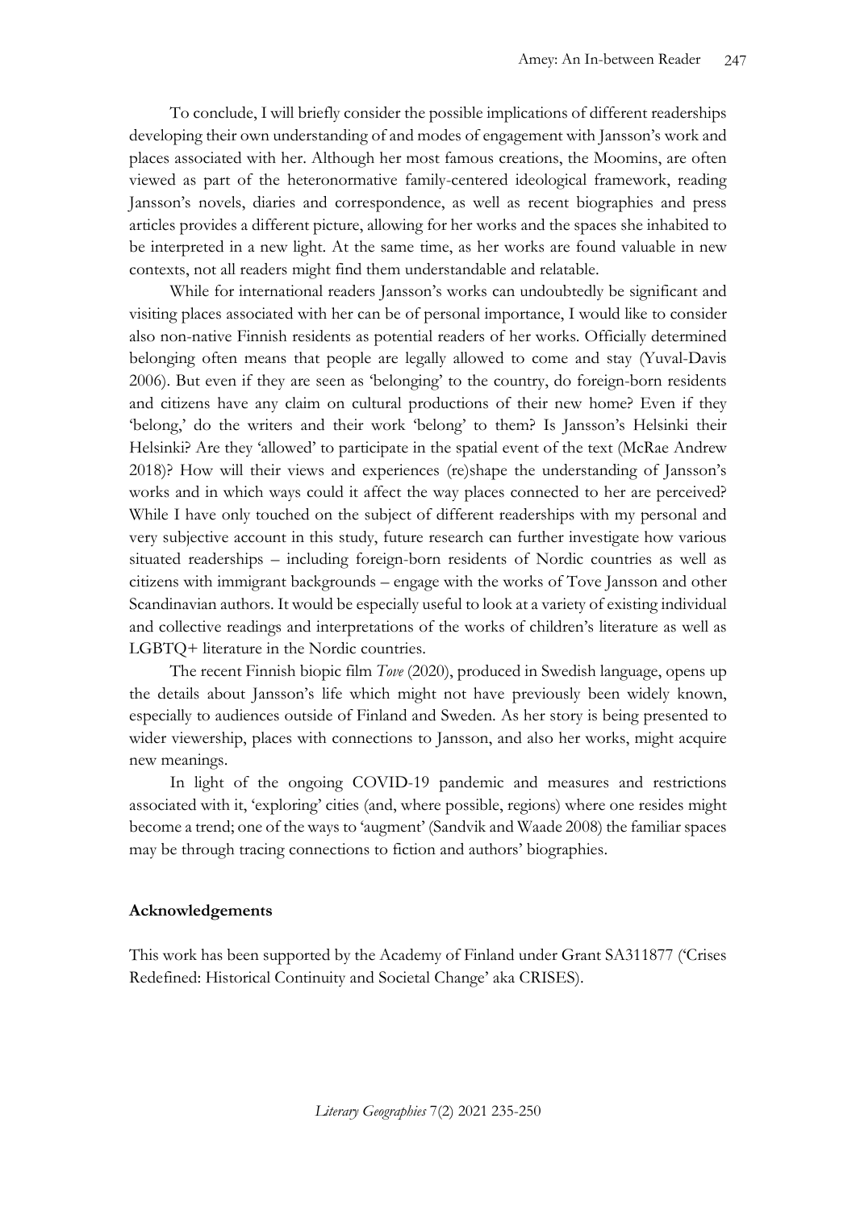To conclude, I will briefly consider the possible implications of different readerships developing their own understanding of and modes of engagement with Jansson's work and places associated with her. Although her most famous creations, the Moomins, are often viewed as part of the heteronormative family-centered ideological framework, reading Jansson's novels, diaries and correspondence, as well as recent biographies and press articles provides a different picture, allowing for her works and the spaces she inhabited to be interpreted in a new light. At the same time, as her works are found valuable in new contexts, not all readers might find them understandable and relatable.

While for international readers Jansson's works can undoubtedly be significant and visiting places associated with her can be of personal importance, I would like to consider also non-native Finnish residents as potential readers of her works. Officially determined belonging often means that people are legally allowed to come and stay (Yuval-Davis 2006). But even if they are seen as 'belonging' to the country, do foreign-born residents and citizens have any claim on cultural productions of their new home? Even if they 'belong,' do the writers and their work 'belong' to them? Is Jansson's Helsinki their Helsinki? Are they 'allowed' to participate in the spatial event of the text (McRae Andrew 2018)? How will their views and experiences (re)shape the understanding of Jansson's works and in which ways could it affect the way places connected to her are perceived? While I have only touched on the subject of different readerships with my personal and very subjective account in this study, future research can further investigate how various situated readerships – including foreign-born residents of Nordic countries as well as citizens with immigrant backgrounds – engage with the works of Tove Jansson and other Scandinavian authors. It would be especially useful to look at a variety of existing individual and collective readings and interpretations of the works of children's literature as well as LGBTQ+ literature in the Nordic countries.

The recent Finnish biopic film *Tove* (2020), produced in Swedish language, opens up the details about Jansson's life which might not have previously been widely known, especially to audiences outside of Finland and Sweden. As her story is being presented to wider viewership, places with connections to Jansson, and also her works, might acquire new meanings.

In light of the ongoing COVID-19 pandemic and measures and restrictions associated with it, 'exploring' cities (and, where possible, regions) where one resides might become a trend; one of the ways to 'augment' (Sandvik and Waade 2008) the familiar spaces may be through tracing connections to fiction and authors' biographies.

## Acknowledgements

This work has been supported by the Academy of Finland under Grant SA311877 ('Crises Redefined: Historical Continuity and Societal Change' aka CRISES).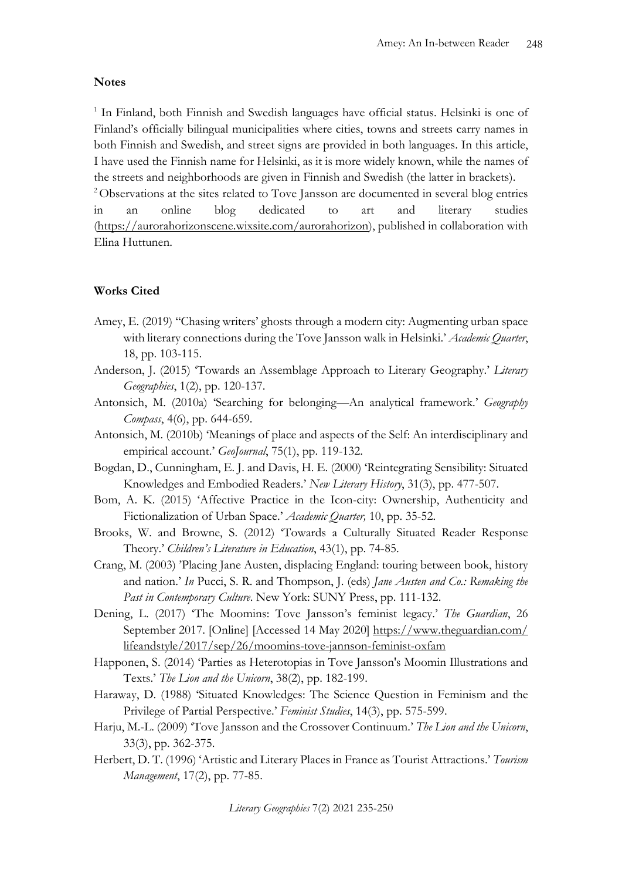**Notes**

[1] In Finland, both Finnish and Swedish languages have official status. Helsinki is one of Finland's officially bilingual municipalities where cities, towns and streets carry names in both Finnish and Swedish, and street signs are provided in both languages. In this article, I have used the Finnish name for Helsinki, as it is more widely known, while the names of the streets and neighborhoods are given in Finnish and Swedish (the latter in brackets).

[2] Observations at the sites related to Tove Jansson are documented in several blog entries in an online blog dedicated to art and literary studies (https://aurorahorizonscene.wixsite.com/aurorahorizon), published in collaboration with Elina Huttunen.

**Works Cited**

Amey, E. (2019) "Chasing writers' ghosts through a modern city: Augmenting urban space with literary connections during the Tove Jansson walk in Helsinki.' *Academic Quarter*, 18, pp. 103-115.

Anderson, J. (2015) 'Towards an Assemblage Approach to Literary Geography.' *Literary Geographies*, 1(2), pp. 120-137.

Antonsich, M. (2010a) 'Searching for belonging—An analytical framework.' *Geography Compass*, 4(6), pp. 644-659.

Antonsich, M. (2010b) 'Meanings of place and aspects of the Self: An interdisciplinary and empirical account.' *GeoJournal*, 75(1), pp. 119-132.

Bogdan, D., Cunningham, E. J. and Davis, H. E. (2000) 'Reintegrating Sensibility: Situated Knowledges and Embodied Readers.' *New Literary History*, 31(3), pp. 477-507.

Bom, A. K. (2015) 'Affective Practice in the Icon-city: Ownership, Authenticity and Fictionalization of Urban Space.' *Academic Quarter,* 10, pp. 35-52.

Brooks, W. and Browne, S. (2012) 'Towards a Culturally Situated Reader Response Theory.' *Children's Literature in Education*, 43(1), pp. 74-85.

Crang, M. (2003) 'Placing Jane Austen, displacing England: touring between book, history and nation.' *In* Pucci, S. R. and Thompson, J. (eds) *Jane Austen and Co.: Remaking the Past in Contemporary Culture*. New York: SUNY Press, pp. 111-132.

Dening, L. (2017) 'The Moomins: Tove Jansson's feminist legacy.' *The Guardian*, 26 September 2017. [Online] [Accessed 14 May 2020] https://www.theguardian.com/lifeandstyle/2017/sep/26/moomins-tove-jansson-feminist-oxfam

Happonen, S. (2014) 'Parties as Heterotopias in Tove Jansson's Moomin Illustrations and Texts.' *The Lion and the Unicorn*, 38(2), pp. 182-199.

Haraway, D. (1988) 'Situated Knowledges: The Science Question in Feminism and the Privilege of Partial Perspective.' *Feminist Studies*, 14(3), pp. 575-599.

Harju, M.-L. (2009) 'Tove Jansson and the Crossover Continuum.' *The Lion and the Unicorn*, 33(3), pp. 362-375.

Herbert, D. T. (1996) 'Artistic and Literary Places in France as Tourist Attractions.' *Tourism Management*, 17(2), pp. 77-85.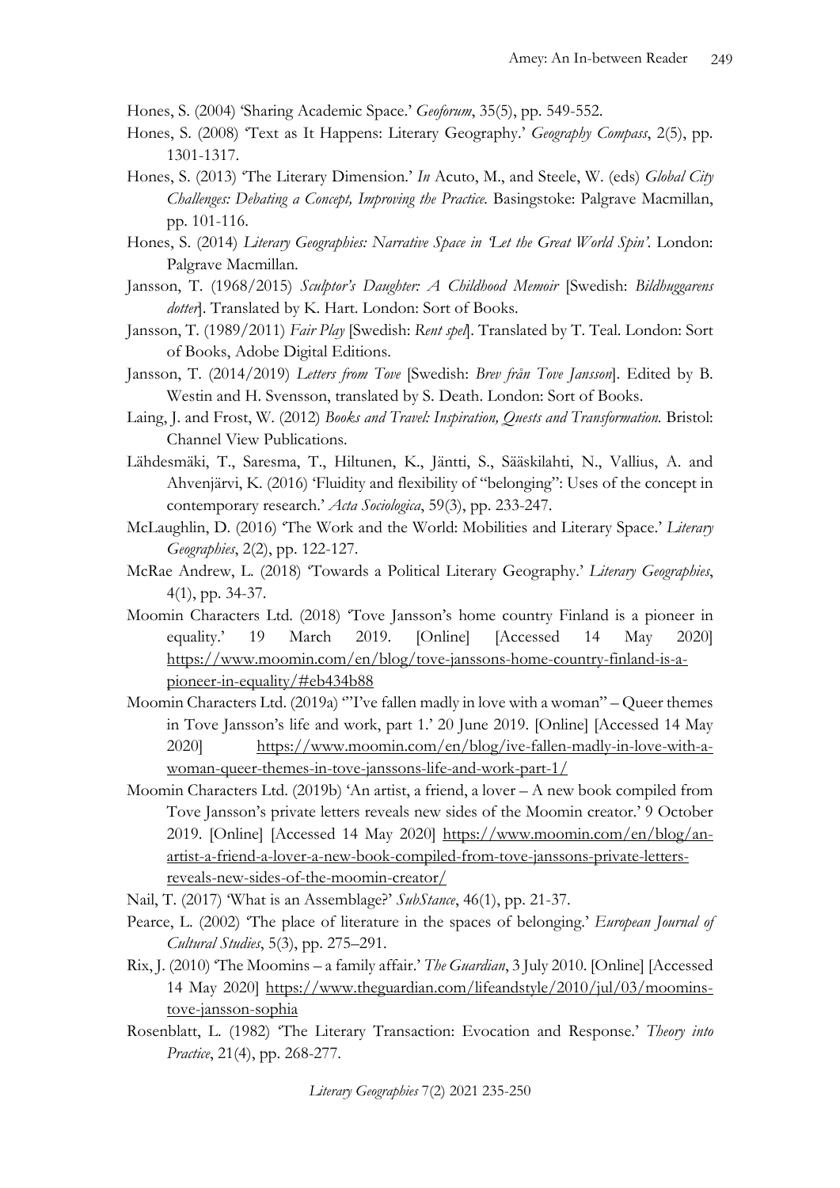Hones, S. (2004) 'Sharing Academic Space.' *Geoforum*, 35(5), pp. 549-552.

Hones, S. (2008) 'Text as It Happens: Literary Geography.' *Geography Compass*, 2(5), pp. 1301-1317.

Hones, S. (2013) 'The Literary Dimension.' *In* Acuto, M., and Steele, W. (eds) *Global City Challenges: Debating a Concept, Improving the Practice.* Basingstoke: Palgrave Macmillan, pp. 101-116.

Hones, S. (2014) *Literary Geographies: Narrative Space in 'Let the Great World Spin'.* London: Palgrave Macmillan.

Jansson, T. (1968/2015) *Sculptor's Daughter: A Childhood Memoir* [Swedish: *Bildhuggarens dotter*]. Translated by K. Hart. London: Sort of Books.

Jansson, T. (1989/2011) *Fair Play* [Swedish: *Rent spel*]. Translated by T. Teal. London: Sort of Books, Adobe Digital Editions.

Jansson, T. (2014/2019) *Letters from Tove* [Swedish: *Brev från Tove Jansson*]. Edited by B. Westin and H. Svensson, translated by S. Death. London: Sort of Books.

Laing, J. and Frost, W. (2012) *Books and Travel: Inspiration, Quests and Transformation.* Bristol: Channel View Publications.

Lähdesmäki, T., Saresma, T., Hiltunen, K., Jäntti, S., Sääskilahti, N., Vallius, A. and Ahvenjärvi, K. (2016) 'Fluidity and flexibility of "belonging": Uses of the concept in contemporary research.' *Acta Sociologica*, 59(3), pp. 233-247.

McLaughlin, D. (2016) 'The Work and the World: Mobilities and Literary Space.' *Literary Geographies*, 2(2), pp. 122-127.

McRae Andrew, L. (2018) 'Towards a Political Literary Geography.' *Literary Geographies*, 4(1), pp. 34-37.

Moomin Characters Ltd. (2018) 'Tove Jansson's home country Finland is a pioneer in equality.' 19 March 2019. [Online] [Accessed 14 May 2020] https://www.moomin.com/en/blog/tove-janssons-home-country-finland-is-a-pioneer-in-equality/#eb434b88

Moomin Characters Ltd. (2019a) '"I've fallen madly in love with a woman" – Queer themes in Tove Jansson's life and work, part 1.' 20 June 2019. [Online] [Accessed 14 May 2020] https://www.moomin.com/en/blog/ive-fallen-madly-in-love-with-a-woman-queer-themes-in-tove-janssons-life-and-work-part-1/

Moomin Characters Ltd. (2019b) 'An artist, a friend, a lover – A new book compiled from Tove Jansson's private letters reveals new sides of the Moomin creator.' 9 October 2019. [Online] [Accessed 14 May 2020] https://www.moomin.com/en/blog/an-artist-a-friend-a-lover-a-new-book-compiled-from-tove-janssons-private-letters-reveals-new-sides-of-the-moomin-creator/

Nail, T. (2017) 'What is an Assemblage?' *SubStance*, 46(1), pp. 21-37.

Pearce, L. (2002) 'The place of literature in the spaces of belonging.' *European Journal of Cultural Studies*, 5(3), pp. 275–291.

Rix, J. (2010) 'The Moomins – a family affair.' *The Guardian*, 3 July 2010. [Online] [Accessed 14 May 2020] https://www.theguardian.com/lifeandstyle/2010/jul/03/moomins-tove-jansson-sophia

Rosenblatt, L. (1982) 'The Literary Transaction: Evocation and Response.' *Theory into Practice*, 21(4), pp. 268-277.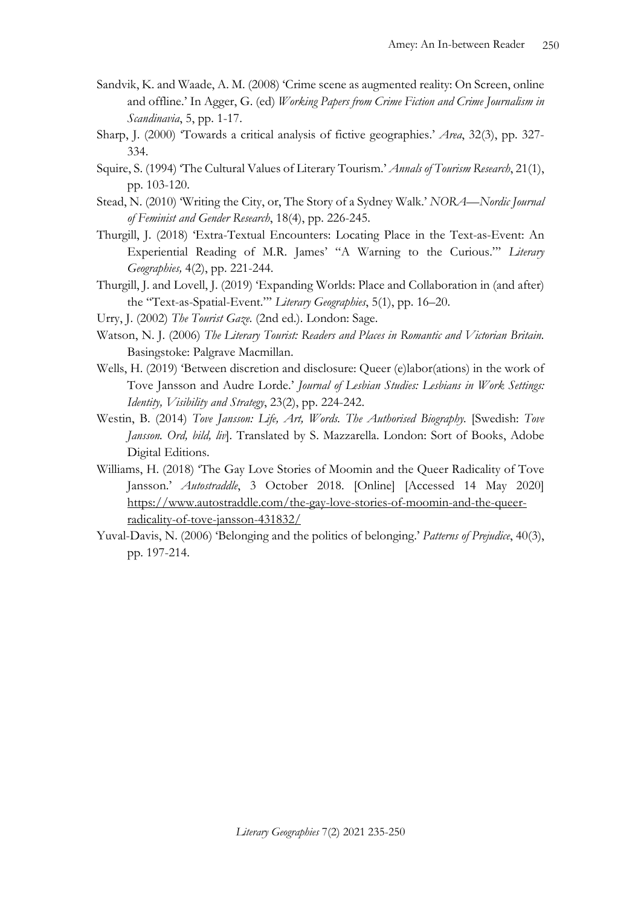Sandvik, K. and Waade, A. M. (2008) 'Crime scene as augmented reality: On Screen, online and offline.' In Agger, G. (ed) *Working Papers from Crime Fiction and Crime Journalism in Scandinavia*, 5, pp. 1-17.

Sharp, J. (2000) 'Towards a critical analysis of fictive geographies.' *Area*, 32(3), pp. 327-334.

Squire, S. (1994) 'The Cultural Values of Literary Tourism.' *Annals of Tourism Research*, 21(1), pp. 103-120.

Stead, N. (2010) 'Writing the City, or, The Story of a Sydney Walk.' *NORA—Nordic Journal of Feminist and Gender Research*, 18(4), pp. 226-245.

Thurgill, J. (2018) 'Extra-Textual Encounters: Locating Place in the Text-as-Event: An Experiential Reading of M.R. James' "A Warning to the Curious."' *Literary Geographies,* 4(2), pp. 221-244.

Thurgill, J. and Lovell, J. (2019) 'Expanding Worlds: Place and Collaboration in (and after) the "Text-as-Spatial-Event."' *Literary Geographies*, 5(1), pp. 16–20.

Urry, J. (2002) *The Tourist Gaze.* (2nd ed.). London: Sage.

Watson, N. J. (2006) *The Literary Tourist: Readers and Places in Romantic and Victorian Britain.* Basingstoke: Palgrave Macmillan.

Wells, H. (2019) 'Between discretion and disclosure: Queer (e)labor(ations) in the work of Tove Jansson and Audre Lorde.' *Journal of Lesbian Studies: Lesbians in Work Settings: Identity, Visibility and Strategy*, 23(2), pp. 224-242.

Westin, B. (2014) *Tove Jansson: Life, Art, Words. The Authorised Biography.* [Swedish: *Tove Jansson. Ord, bild, liv*]. Translated by S. Mazzarella. London: Sort of Books, Adobe Digital Editions.

Williams, H. (2018) 'The Gay Love Stories of Moomin and the Queer Radicality of Tove Jansson.' *Autostraddle*, 3 October 2018. [Online] [Accessed 14 May 2020] https://www.autostraddle.com/the-gay-love-stories-of-moomin-and-the-queer-radicality-of-tove-jansson-431832/

Yuval-Davis, N. (2006) 'Belonging and the politics of belonging.' *Patterns of Prejudice*, 40(3), pp. 197-214.